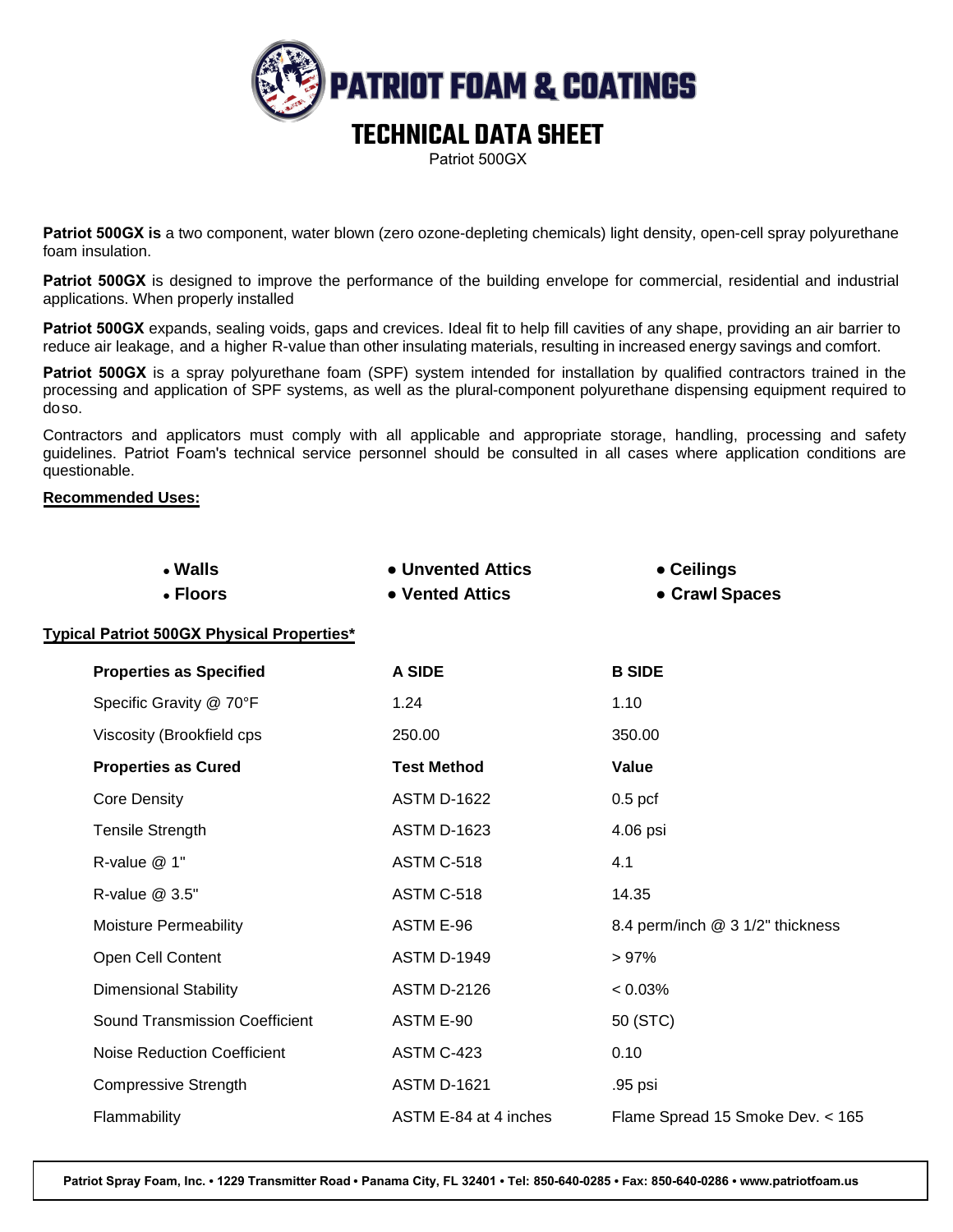# PATRIOT FOAM & COATINGS

## TECHNICAL DATA SHEET

Patriot 500GX

**Patriot 500GX is** a two component, water blown (zero ozone-depleting chemicals) light density, open-cell spray polyurethane foam insulation.

**Patriot 500GX** is designed to improve the performance of the building envelope for commercial, residential and industrial applications. When properly installed

**Patriot 500GX** expands, sealing voids, gaps and crevices. Ideal fit to help fill cavities of any shape, providing an air barrier to reduce air leakage, and a higher R-value than other insulating materials, resulting in increased energy savings and comfort.

**Patriot 500GX** is a spray polyurethane foam (SPF) system intended for installation by qualified contractors trained in the processing and application of SPF systems, as well as the plural-component polyurethane dispensing equipment required to do so.

Contractors and applicators must comply with all applicable and appropriate storage, handling, processing and safety guidelines. Patriot Foam's technical service personnel should be consulted in all cases where application conditions are questionable.

**Recommended Uses:**

- **Walls**
- **Floors**
- **Unvented Attics**
- **Vented Attics**
- **Ceilings**
- **Crawl Spaces**

**Typical Patriot 500GX Physical Properties***

| **Properties as Specified** | **A SIDE** | **B SIDE** |
|---|---|---|
| Specific Gravity @ 70°F | 1.24 | 1.10 |
| Viscosity (Brookfield cps | 250.00 | 350.00 |
| **Properties as Cured** | **Test Method** | **Value** |
| Core Density | ASTM D-1622 | 0.5 pcf |
| Tensile Strength | ASTM D-1623 | 4.06 psi |
| R-value @ 1" | ASTM C-518 | 4.1 |
| R-value @ 3.5" | ASTM C-518 | 14.35 |
| Moisture Permeability | ASTM E-96 | 8.4 perm/inch @ 3 1/2" thickness |
| Open Cell Content | ASTM D-1949 | > 97% |
| Dimensional Stability | ASTM D-2126 | < 0.03% |
| Sound Transmission Coefficient | ASTM E-90 | 50 (STC) |
| Noise Reduction Coefficient | ASTM C-423 | 0.10 |
| Compressive Strength | ASTM D-1621 | .95 psi |
| Flammability | ASTM E-84 at 4 inches | Flame Spread 15 Smoke Dev. < 165 |

**Patriot Spray Foam, Inc. • 1229 Transmitter Road • Panama City, FL 32401 • Tel: 850-640-0285 • Fax: 850-640-0286 • www.patriotfoam.us**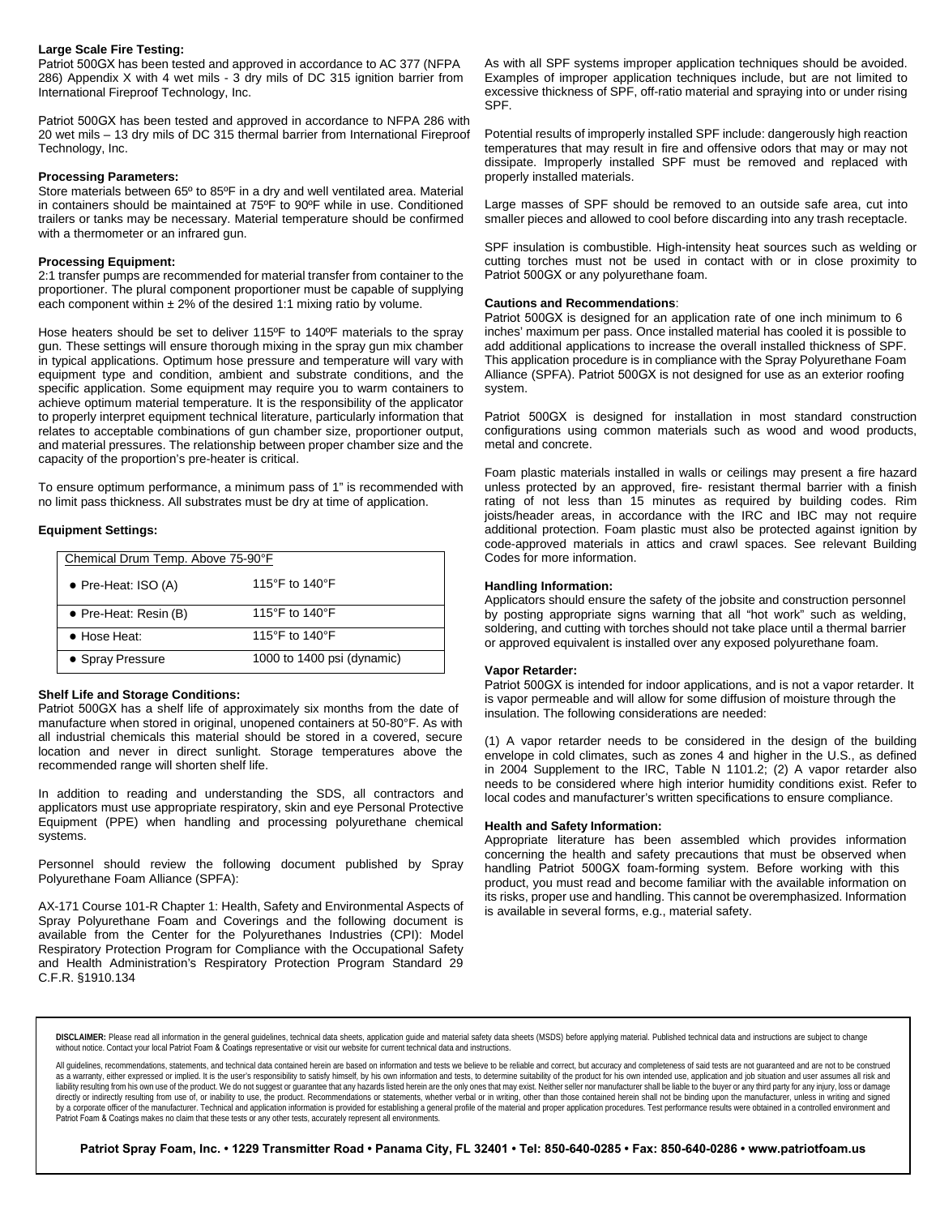**Large Scale Fire Testing:**
Patriot 500GX has been tested and approved in accordance to AC 377 (NFPA 286) Appendix X with 4 wet mils - 3 dry mils of DC 315 ignition barrier from International Fireproof Technology, Inc.

Patriot 500GX has been tested and approved in accordance to NFPA 286 with 20 wet mils – 13 dry mils of DC 315 thermal barrier from International Fireproof Technology, Inc.

**Processing Parameters:**
Store materials between 65º to 85ºF in a dry and well ventilated area. Material in containers should be maintained at 75ºF to 90ºF while in use. Conditioned trailers or tanks may be necessary. Material temperature should be confirmed with a thermometer or an infrared gun.

**Processing Equipment:**
2:1 transfer pumps are recommended for material transfer from container to the proportioner. The plural component proportioner must be capable of supplying each component within ± 2% of the desired 1:1 mixing ratio by volume.

Hose heaters should be set to deliver 115ºF to 140ºF materials to the spray gun. These settings will ensure thorough mixing in the spray gun mix chamber in typical applications. Optimum hose pressure and temperature will vary with equipment type and condition, ambient and substrate conditions, and the specific application. Some equipment may require you to warm containers to achieve optimum material temperature. It is the responsibility of the applicator to properly interpret equipment technical literature, particularly information that relates to acceptable combinations of gun chamber size, proportioner output, and material pressures. The relationship between proper chamber size and the capacity of the proportion's pre-heater is critical.

To ensure optimum performance, a minimum pass of 1" is recommended with no limit pass thickness. All substrates must be dry at time of application.

**Equipment Settings:**

| Chemical Drum Temp. Above 75-90°F | |
|---|---|
| • Pre-Heat: ISO (A) | 115°F to 140°F |
| • Pre-Heat: Resin (B) | 115°F to 140°F |
| • Hose Heat: | 115°F to 140°F |
| • Spray Pressure | 1000 to 1400 psi (dynamic) |

**Shelf Life and Storage Conditions:**
Patriot 500GX has a shelf life of approximately six months from the date of manufacture when stored in original, unopened containers at 50-80°F. As with all industrial chemicals this material should be stored in a covered, secure location and never in direct sunlight. Storage temperatures above the recommended range will shorten shelf life.

In addition to reading and understanding the SDS, all contractors and applicators must use appropriate respiratory, skin and eye Personal Protective Equipment (PPE) when handling and processing polyurethane chemical systems.

Personnel should review the following document published by Spray Polyurethane Foam Alliance (SPFA):

AX-171 Course 101-R Chapter 1: Health, Safety and Environmental Aspects of Spray Polyurethane Foam and Coverings and the following document is available from the Center for the Polyurethanes Industries (CPI): Model Respiratory Protection Program for Compliance with the Occupational Safety and Health Administration's Respiratory Protection Program Standard 29 C.F.R. §1910.134

As with all SPF systems improper application techniques should be avoided. Examples of improper application techniques include, but are not limited to excessive thickness of SPF, off-ratio material and spraying into or under rising SPF.

Potential results of improperly installed SPF include: dangerously high reaction temperatures that may result in fire and offensive odors that may or may not dissipate. Improperly installed SPF must be removed and replaced with properly installed materials.

Large masses of SPF should be removed to an outside safe area, cut into smaller pieces and allowed to cool before discarding into any trash receptacle.

SPF insulation is combustible. High-intensity heat sources such as welding or cutting torches must not be used in contact with or in close proximity to Patriot 500GX or any polyurethane foam.

**Cautions and Recommendations**:
Patriot 500GX is designed for an application rate of one inch minimum to 6 inches' maximum per pass. Once installed material has cooled it is possible to add additional applications to increase the overall installed thickness of SPF. This application procedure is in compliance with the Spray Polyurethane Foam Alliance (SPFA). Patriot 500GX is not designed for use as an exterior roofing system.

Patriot 500GX is designed for installation in most standard construction configurations using common materials such as wood and wood products, metal and concrete.

Foam plastic materials installed in walls or ceilings may present a fire hazard unless protected by an approved, fire- resistant thermal barrier with a finish rating of not less than 15 minutes as required by building codes. Rim joists/header areas, in accordance with the IRC and IBC may not require additional protection. Foam plastic must also be protected against ignition by code-approved materials in attics and crawl spaces. See relevant Building Codes for more information.

**Handling Information:**
Applicators should ensure the safety of the jobsite and construction personnel by posting appropriate signs warning that all "hot work" such as welding, soldering, and cutting with torches should not take place until a thermal barrier or approved equivalent is installed over any exposed polyurethane foam.

**Vapor Retarder:**
Patriot 500GX is intended for indoor applications, and is not a vapor retarder. It is vapor permeable and will allow for some diffusion of moisture through the insulation. The following considerations are needed:

(1) A vapor retarder needs to be considered in the design of the building envelope in cold climates, such as zones 4 and higher in the U.S., as defined in 2004 Supplement to the IRC, Table N 1101.2; (2) A vapor retarder also needs to be considered where high interior humidity conditions exist. Refer to local codes and manufacturer's written specifications to ensure compliance.

**Health and Safety Information:**
Appropriate literature has been assembled which provides information concerning the health and safety precautions that must be observed when handling Patriot 500GX foam-forming system. Before working with this product, you must read and become familiar with the available information on its risks, proper use and handling. This cannot be overemphasized. Information is available in several forms, e.g., material safety.

**DISCLAIMER:** Please read all information in the general guidelines, technical data sheets, application guide and material safety data sheets (MSDS) before applying material. Published technical data and instructions are subject to change without notice. Contact your local Patriot Foam & Coatings representative or visit our website for current technical data and instructions.

All guidelines, recommendations, statements, and technical data contained herein are based on information and tests we believe to be reliable and correct, but accuracy and completeness of said tests are not guaranteed and are not to be construed as a warranty, either expressed or implied. It is the user's responsibility to satisfy himself, by his own information and tests, to determine suitability of the product for his own intended use, application and job situation and user assumes all risk and liability resulting from his own use of the product. We do not suggest or guarantee that any hazards listed herein are the only ones that may exist. Neither seller nor manufacturer shall be liable to the buyer or any third party for any injury, loss or damage directly or indirectly resulting from use of, or inability to use, the product. Recommendations or statements, whether verbal or in writing, other than those contained herein shall not be binding upon the manufacturer, unless in writing and signed by a corporate officer of the manufacturer. Technical and application information is provided for establishing a general profile of the material and proper application procedures. Test performance results were obtained in a controlled environment and Patriot Foam & Coatings makes no claim that these tests or any other tests, accurately represent all environments.

**Patriot Spray Foam, Inc. • 1229 Transmitter Road • Panama City, FL 32401 • Tel: 850-640-0285 • Fax: 850-640-0286 • www.patriotfoam.us**